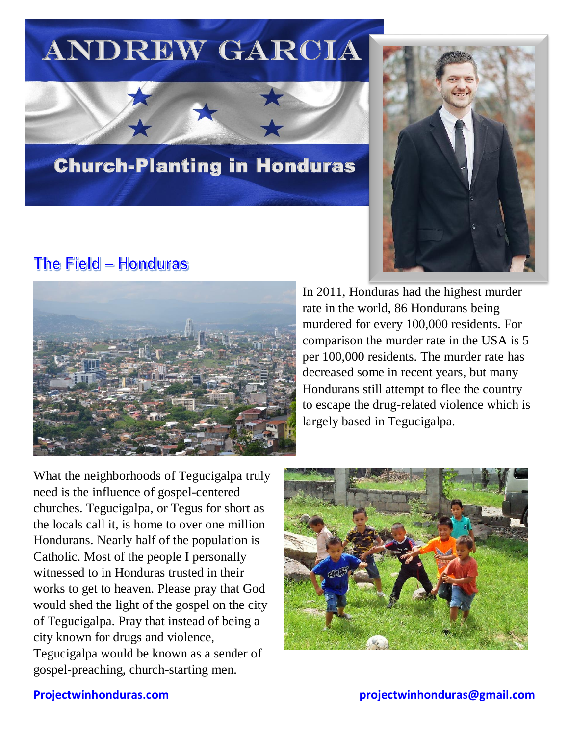# ANDREW GARCIA

## Church-Planting in Honduras

## The Field – Honduras

In 2011, Honduras had the highest murder rate in the world, 86 Hondurans being murdered for every 100,000 residents. For comparison the murder rate in the USA is 5 per 100,000 residents. The murder rate has decreased some in recent years, but many Hondurans still attempt to flee the country to escape the drug-related violence which is largely based in Tegucigalpa.

What the neighborhoods of Tegucigalpa truly need is the influence of gospel-centered churches. Tegucigalpa, or Tegus for short as the locals call it, is home to over one million Hondurans. Nearly half of the population is Catholic. Most of the people I personally witnessed to in Honduras trusted in their works to get to heaven. Please pray that God would shed the light of the gospel on the city of Tegucigalpa. Pray that instead of being a city known for drugs and violence, Tegucigalpa would be known as a sender of gospel-preaching, church-starting men.

**Projectwinhonduras.com** **projectwinhonduras@gmail.com**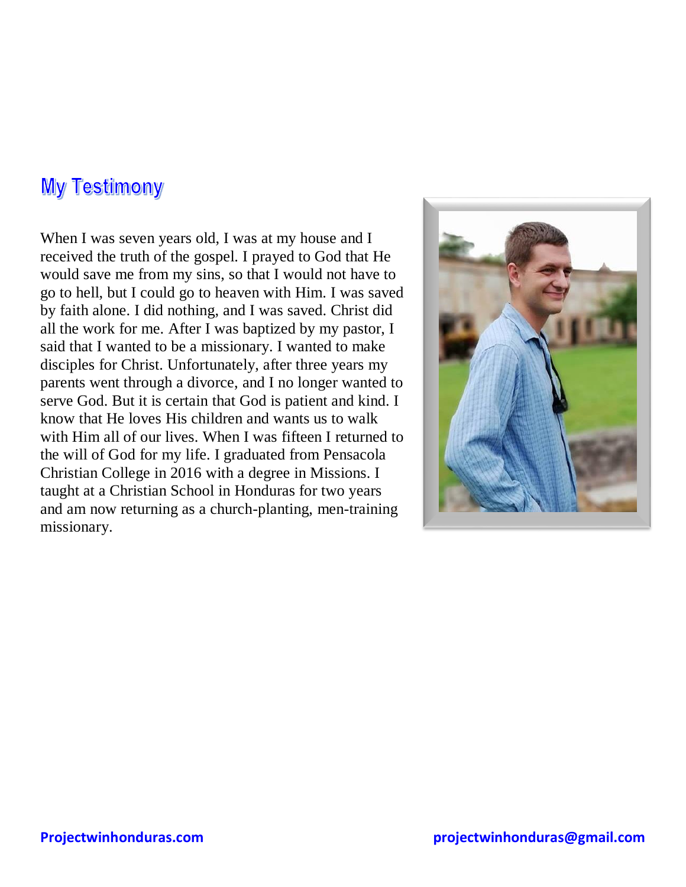## My Testimony

When I was seven years old, I was at my house and I received the truth of the gospel. I prayed to God that He would save me from my sins, so that I would not have to go to hell, but I could go to heaven with Him. I was saved by faith alone. I did nothing, and I was saved. Christ did all the work for me. After I was baptized by my pastor, I said that I wanted to be a missionary. I wanted to make disciples for Christ. Unfortunately, after three years my parents went through a divorce, and I no longer wanted to serve God. But it is certain that God is patient and kind. I know that He loves His children and wants us to walk with Him all of our lives. When I was fifteen I returned to the will of God for my life. I graduated from Pensacola Christian College in 2016 with a degree in Missions. I taught at a Christian School in Honduras for two years and am now returning as a church-planting, men-training missionary.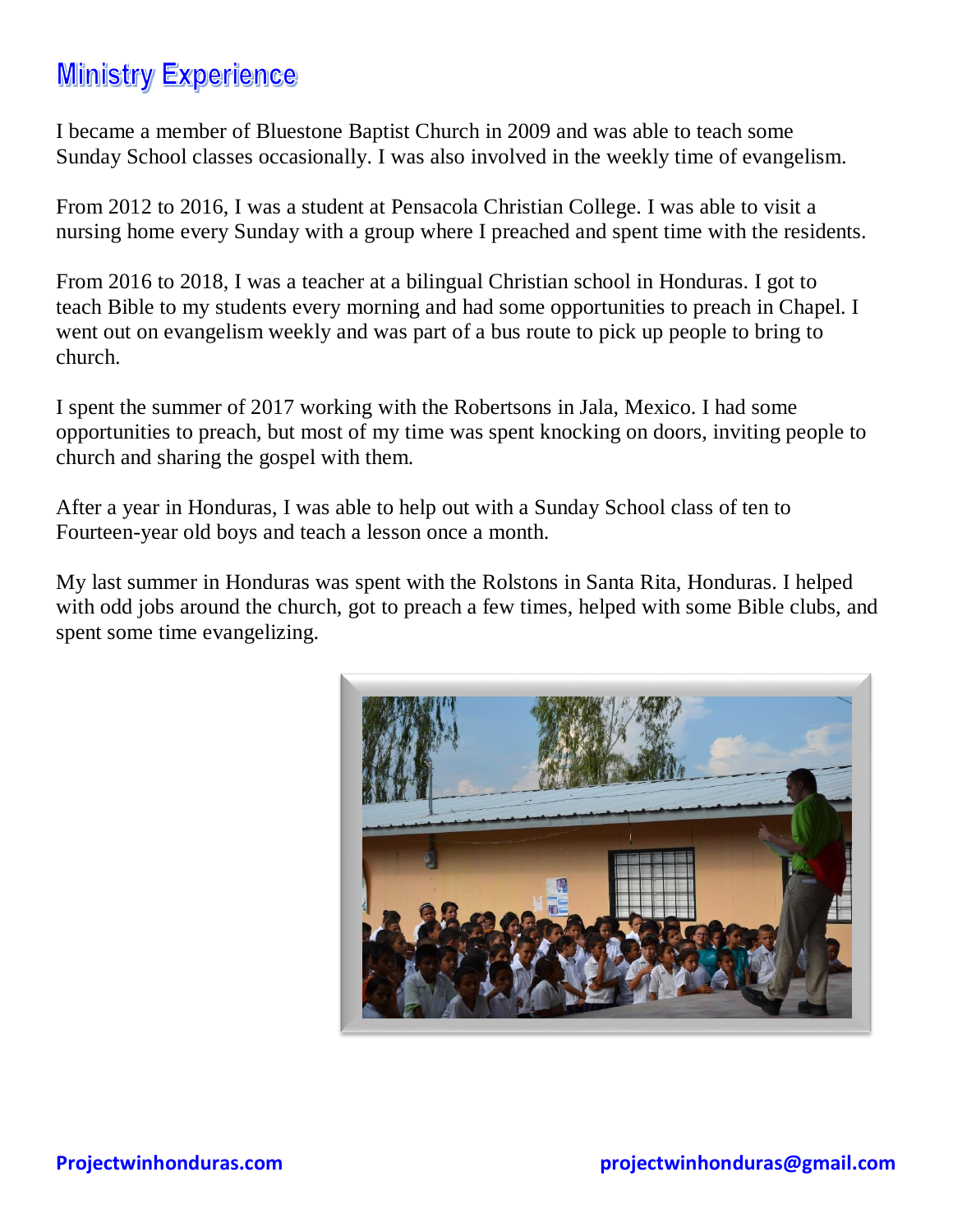## Ministry Experience

I became a member of Bluestone Baptist Church in 2009 and was able to teach some Sunday School classes occasionally. I was also involved in the weekly time of evangelism.

From 2012 to 2016, I was a student at Pensacola Christian College. I was able to visit a nursing home every Sunday with a group where I preached and spent time with the residents.

From 2016 to 2018, I was a teacher at a bilingual Christian school in Honduras. I got to teach Bible to my students every morning and had some opportunities to preach in Chapel. I went out on evangelism weekly and was part of a bus route to pick up people to bring to church.

I spent the summer of 2017 working with the Robertsons in Jala, Mexico. I had some opportunities to preach, but most of my time was spent knocking on doors, inviting people to church and sharing the gospel with them.

After a year in Honduras, I was able to help out with a Sunday School class of ten to Fourteen-year old boys and teach a lesson once a month.

My last summer in Honduras was spent with the Rolstons in Santa Rita, Honduras. I helped with odd jobs around the church, got to preach a few times, helped with some Bible clubs, and spent some time evangelizing.

Projectwinhonduras.com projectwinhonduras@gmail.com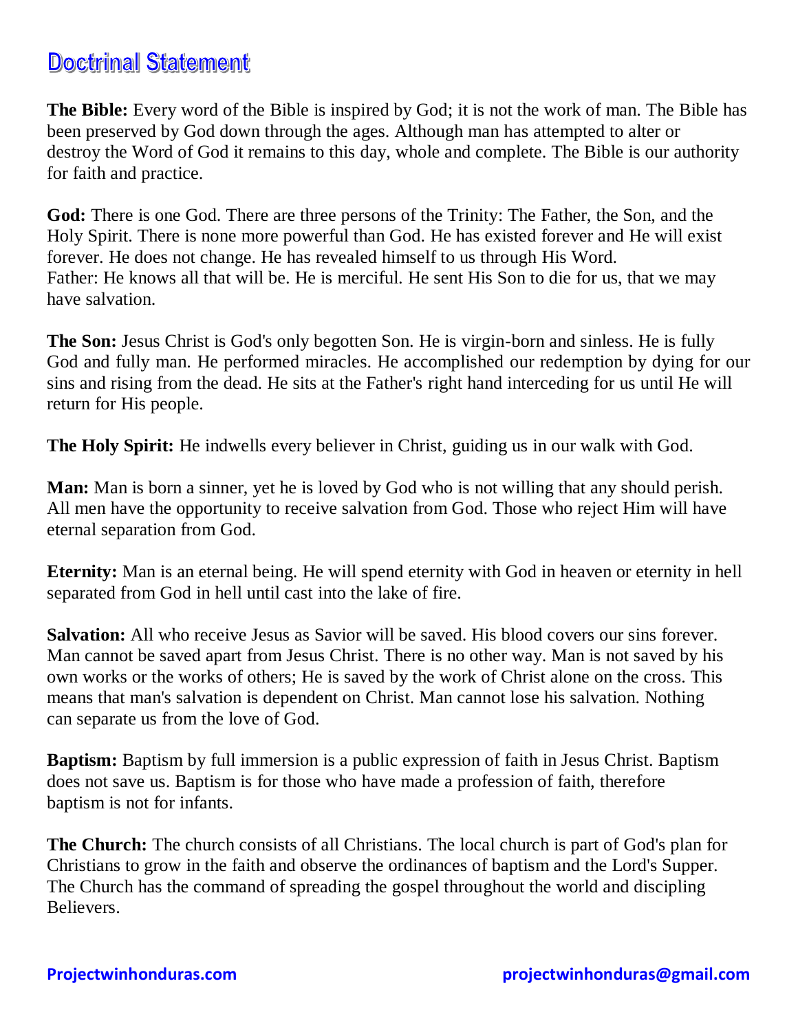# Doctrinal Statement

**The Bible:** Every word of the Bible is inspired by God; it is not the work of man. The Bible has been preserved by God down through the ages. Although man has attempted to alter or destroy the Word of God it remains to this day, whole and complete. The Bible is our authority for faith and practice.

**God:** There is one God. There are three persons of the Trinity: The Father, the Son, and the Holy Spirit. There is none more powerful than God. He has existed forever and He will exist forever. He does not change. He has revealed himself to us through His Word.
Father: He knows all that will be. He is merciful. He sent His Son to die for us, that we may have salvation.

**The Son:** Jesus Christ is God's only begotten Son. He is virgin-born and sinless. He is fully God and fully man. He performed miracles. He accomplished our redemption by dying for our sins and rising from the dead. He sits at the Father's right hand interceding for us until He will return for His people.

**The Holy Spirit:** He indwells every believer in Christ, guiding us in our walk with God.

**Man:** Man is born a sinner, yet he is loved by God who is not willing that any should perish. All men have the opportunity to receive salvation from God. Those who reject Him will have eternal separation from God.

**Eternity:** Man is an eternal being. He will spend eternity with God in heaven or eternity in hell separated from God in hell until cast into the lake of fire.

**Salvation:** All who receive Jesus as Savior will be saved. His blood covers our sins forever. Man cannot be saved apart from Jesus Christ. There is no other way. Man is not saved by his own works or the works of others; He is saved by the work of Christ alone on the cross. This means that man's salvation is dependent on Christ. Man cannot lose his salvation. Nothing can separate us from the love of God.

**Baptism:** Baptism by full immersion is a public expression of faith in Jesus Christ. Baptism does not save us. Baptism is for those who have made a profession of faith, therefore baptism is not for infants.

**The Church:** The church consists of all Christians. The local church is part of God's plan for Christians to grow in the faith and observe the ordinances of baptism and the Lord's Supper. The Church has the command of spreading the gospel throughout the world and discipling Believers.

**Projectwinhonduras.com** **projectwinhonduras@gmail.com**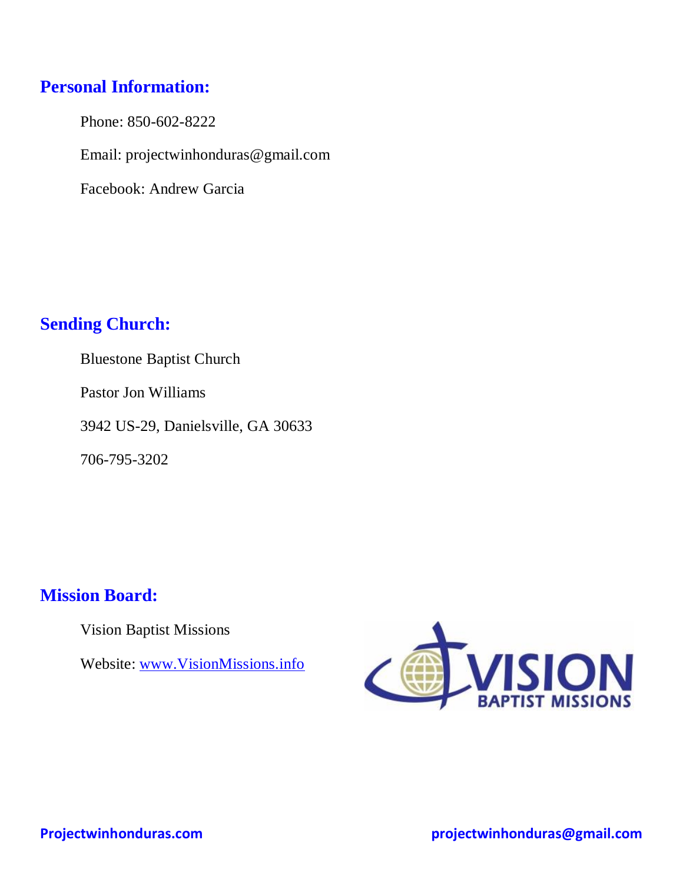## Personal Information:

Phone: 850-602-8222

Email: projectwinhonduras@gmail.com

Facebook: Andrew Garcia

## Sending Church:

Bluestone Baptist Church

Pastor Jon Williams

3942 US-29, Danielsville, GA 30633

706-795-3202

## Mission Board:

Vision Baptist Missions

Website: [www.VisionMissions.info](http://www.VisionMissions.info)